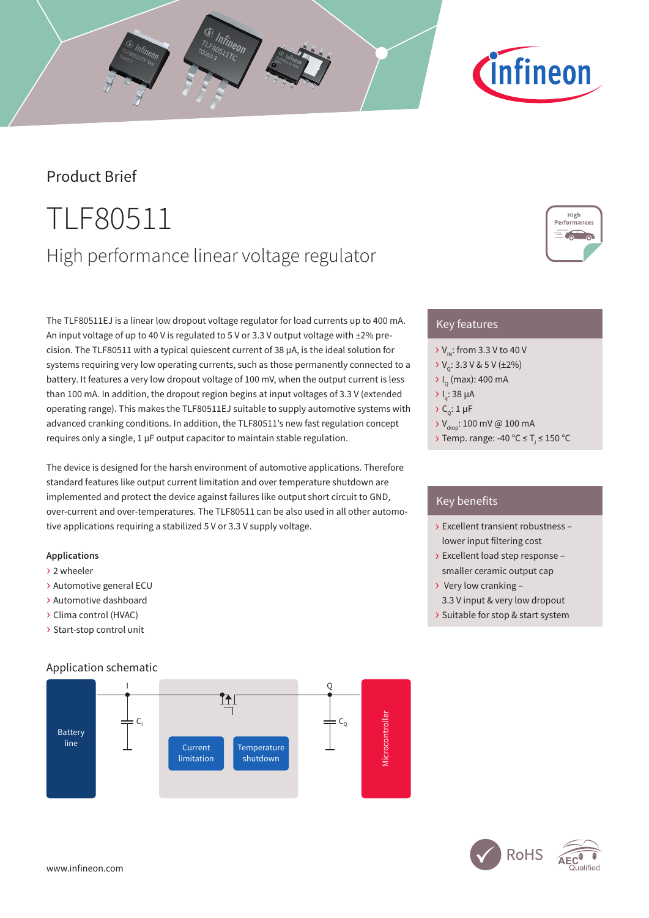Product Brief

# TLF80511

## High performance linear voltage regulator

The TLF80511EJ is a linear low dropout voltage regulator for load currents up to 400 mA. An input voltage of up to 40 V is regulated to 5 V or 3.3 V output voltage with ±2% precision. The TLF80511 with a typical quiescent current of 38 µA, is the ideal solution for systems requiring very low operating currents, such as those permanently connected to a battery. It features a very low dropout voltage of 100 mV, when the output current is less than 100 mA. In addition, the dropout region begins at input voltages of 3.3 V (extended operating range). This makes the TLF80511EJ suitable to supply automotive systems with advanced cranking conditions. In addition, the TLF80511's new fast regulation concept requires only a single, 1 µF output capacitor to maintain stable regulation.

The device is designed for the harsh environment of automotive applications. Therefore standard features like output current limitation and over temperature shutdown are implemented and protect the device against failures like output short circuit to GND, over-current and over-temperatures. The TLF80511 can be also used in all other automotive applications requiring a stabilized 5 V or 3.3 V supply voltage.

**Applications**

- 2 wheeler
- Automotive general ECU
- Automotive dashboard
- Clima control (HVAC)
- Start-stop control unit

### Key features

- $V_{IN}$: from 3.3 V to 40 V
- $V_Q$: 3.3 V & 5 V (±2%)
- $I_Q$ (max): 400 mA
- $I_q$: 38 µA
- $C_Q$: 1 µF
- $V_{drop}$: 100 mV @ 100 mA
- Temp. range: -40 °C ≤ $T_j$ ≤ 150 °C

### Key benefits

- Excellent transient robustness – lower input filtering cost
- Excellent load step response – smaller ceramic output cap
- Very low cranking – 3.3 V input & very low dropout
- Suitable for stop & start system

### Application schematic

Battery line | I | $C_I$ | Current limitation | Temperature shutdown | Q | $C_Q$ | Microcontroller

www.infineon.com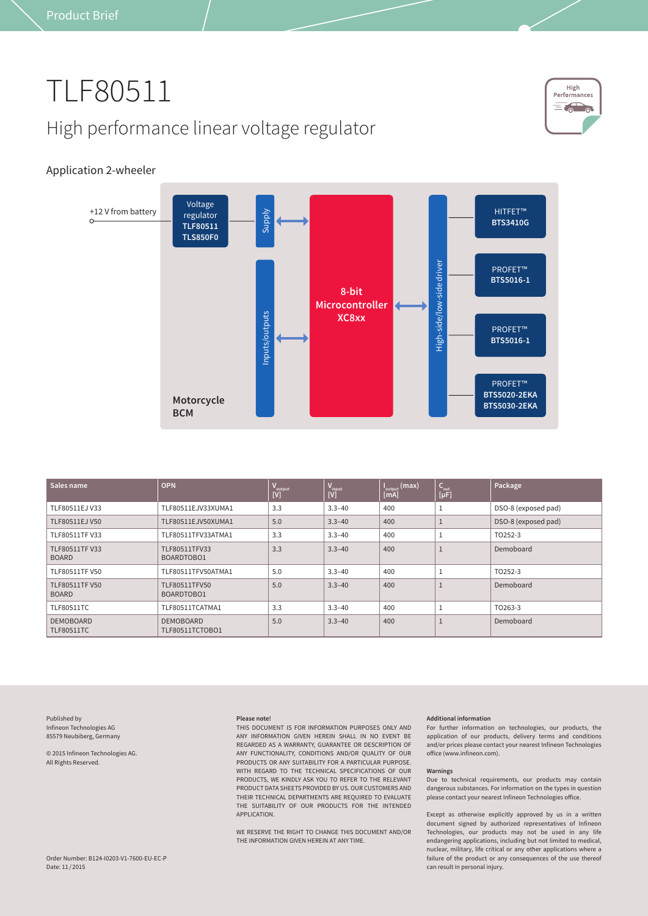# TLF80511

## High performance linear voltage regulator

### Application 2-wheeler

+12 V from battery

Voltage regulator **TLF80511** **TLS850F0**

Supply

Inputs/outputs

**8-bit Microcontroller XC8xx**

High-side/low-side driver

HITFET™ **BTS3410G**

PROFET™ **BTS5016-1**

PROFET™ **BTS5016-1**

PROFET™ **BTS5020-2EKA** **BTS5030-2EKA**

**Motorcycle BCM**

| Sales name | OPN | $V_{output}$ [V] | $V_{input}$ [V] | $I_{output}$ (max) [mA] | $C_{out}$ [µF] | Package |
|---|---|---|---|---|---|---|
| TLF80511EJ V33 | TLF80511EJV33XUMA1 | 3.3 | 3.3–40 | 400 | 1 | DSO-8 (exposed pad) |
| TLF80511EJ V50 | TLF80511EJV50XUMA1 | 5.0 | 3.3–40 | 400 | 1 | DSO-8 (exposed pad) |
| TLF80511TF V33 | TLF80511TFV33ATMA1 | 3.3 | 3.3–40 | 400 | 1 | TO252-3 |
| TLF80511TF V33 BOARD | TLF80511TFV33 BOARDTOBO1 | 3.3 | 3.3–40 | 400 | 1 | Demoboard |
| TLF80511TF V50 | TLF80511TFV50ATMA1 | 5.0 | 3.3–40 | 400 | 1 | TO252-3 |
| TLF80511TF V50 BOARD | TLF80511TFV50 BOARDTOBO1 | 5.0 | 3.3–40 | 400 | 1 | Demoboard |
| TLF80511TC | TLF80511TCATMA1 | 3.3 | 3.3–40 | 400 | 1 | TO263-3 |
| DEMOBOARD TLF80511TC | DEMOBOARD TLF80511TCTOBO1 | 5.0 | 3.3–40 | 400 | 1 | Demoboard |

Published by
Infineon Technologies AG
85579 Neubiberg, Germany

© 2015 Infineon Technologies AG.
All Rights Reserved.

Order Number: B124-I0203-V1-7600-EU-EC-P
Date: 11 / 2015

**Please note!**
THIS DOCUMENT IS FOR INFORMATION PURPOSES ONLY AND ANY INFORMATION GIVEN HEREIN SHALL IN NO EVENT BE REGARDED AS A WARRANTY, GUARANTEE OR DESCRIPTION OF ANY FUNCTIONALITY, CONDITIONS AND/OR QUALITY OF OUR PRODUCTS OR ANY SUITABILITY FOR A PARTICULAR PURPOSE. WITH REGARD TO THE TECHNICAL SPECIFICATIONS OF OUR PRODUCTS, WE KINDLY ASK YOU TO REFER TO THE RELEVANT PRODUCT DATA SHEETS PROVIDED BY US. OUR CUSTOMERS AND THEIR TECHNICAL DEPARTMENTS ARE REQUIRED TO EVALUATE THE SUITABILITY OF OUR PRODUCTS FOR THE INTENDED APPLICATION.

WE RESERVE THE RIGHT TO CHANGE THIS DOCUMENT AND/OR THE INFORMATION GIVEN HEREIN AT ANY TIME.

**Additional information**
For further information on technologies, our products, the application of our products, delivery terms and conditions and/or prices please contact your nearest Infineon Technologies office (www.infineon.com).

**Warnings**
Due to technical requirements, our products may contain dangerous substances. For information on the types in question please contact your nearest Infineon Technologies office.

Except as otherwise explicitly approved by us in a written document signed by authorized representatives of Infineon Technologies, our products may not be used in any life endangering applications, including but not limited to medical, nuclear, military, life critical or any other applications where a failure of the product or any consequences of the use thereof can result in personal injury.